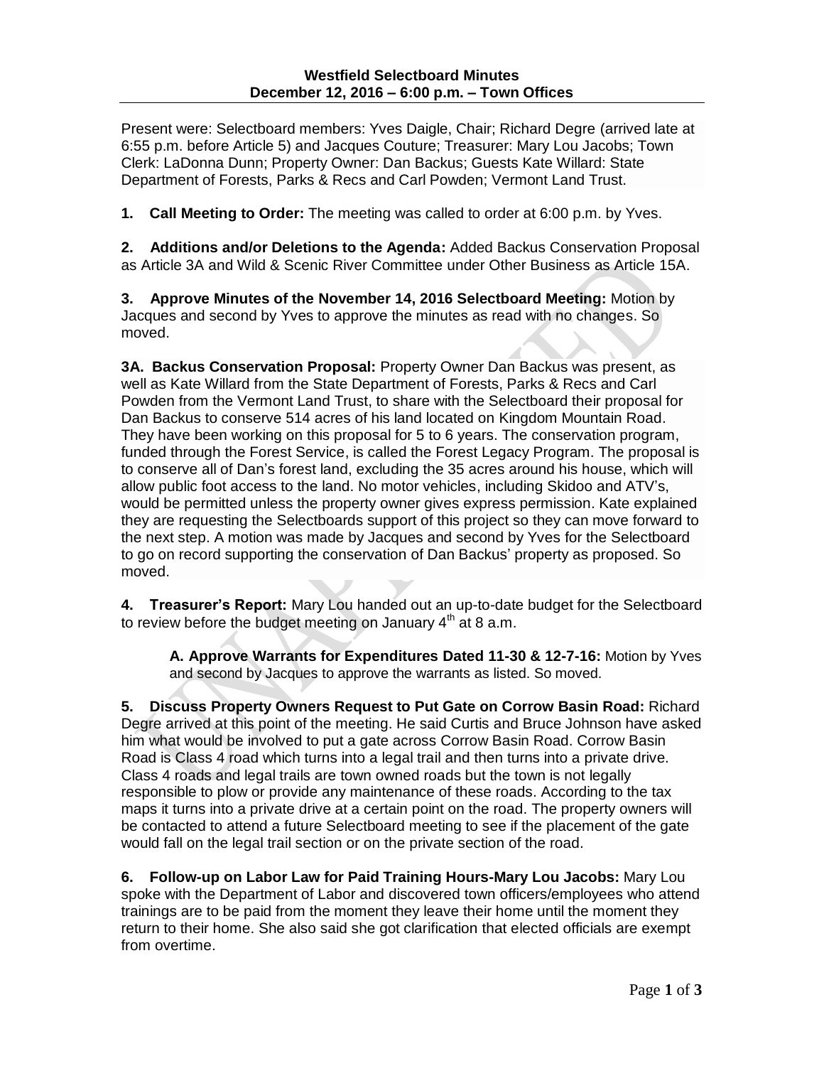**Westfield Selectboard Minutes**
**December 12, 2016 – 6:00 p.m. – Town Offices**

Present were: Selectboard members: Yves Daigle, Chair; Richard Degre (arrived late at 6:55 p.m. before Article 5) and Jacques Couture; Treasurer: Mary Lou Jacobs; Town Clerk: LaDonna Dunn; Property Owner: Dan Backus; Guests Kate Willard: State Department of Forests, Parks & Recs and Carl Powden; Vermont Land Trust.

**1. Call Meeting to Order:** The meeting was called to order at 6:00 p.m. by Yves.

**2. Additions and/or Deletions to the Agenda:** Added Backus Conservation Proposal as Article 3A and Wild & Scenic River Committee under Other Business as Article 15A.

**3. Approve Minutes of the November 14, 2016 Selectboard Meeting:** Motion by Jacques and second by Yves to approve the minutes as read with no changes. So moved.

**3A. Backus Conservation Proposal:** Property Owner Dan Backus was present, as well as Kate Willard from the State Department of Forests, Parks & Recs and Carl Powden from the Vermont Land Trust, to share with the Selectboard their proposal for Dan Backus to conserve 514 acres of his land located on Kingdom Mountain Road. They have been working on this proposal for 5 to 6 years. The conservation program, funded through the Forest Service, is called the Forest Legacy Program. The proposal is to conserve all of Dan's forest land, excluding the 35 acres around his house, which will allow public foot access to the land. No motor vehicles, including Skidoo and ATV's, would be permitted unless the property owner gives express permission. Kate explained they are requesting the Selectboards support of this project so they can move forward to the next step. A motion was made by Jacques and second by Yves for the Selectboard to go on record supporting the conservation of Dan Backus' property as proposed. So moved.

**4. Treasurer's Report:** Mary Lou handed out an up-to-date budget for the Selectboard to review before the budget meeting on January 4th at 8 a.m.

> **A. Approve Warrants for Expenditures Dated 11-30 & 12-7-16:** Motion by Yves and second by Jacques to approve the warrants as listed. So moved.

**5. Discuss Property Owners Request to Put Gate on Corrow Basin Road:** Richard Degre arrived at this point of the meeting. He said Curtis and Bruce Johnson have asked him what would be involved to put a gate across Corrow Basin Road. Corrow Basin Road is Class 4 road which turns into a legal trail and then turns into a private drive. Class 4 roads and legal trails are town owned roads but the town is not legally responsible to plow or provide any maintenance of these roads. According to the tax maps it turns into a private drive at a certain point on the road. The property owners will be contacted to attend a future Selectboard meeting to see if the placement of the gate would fall on the legal trail section or on the private section of the road.

**6. Follow-up on Labor Law for Paid Training Hours-Mary Lou Jacobs:** Mary Lou spoke with the Department of Labor and discovered town officers/employees who attend trainings are to be paid from the moment they leave their home until the moment they return to their home. She also said she got clarification that elected officials are exempt from overtime.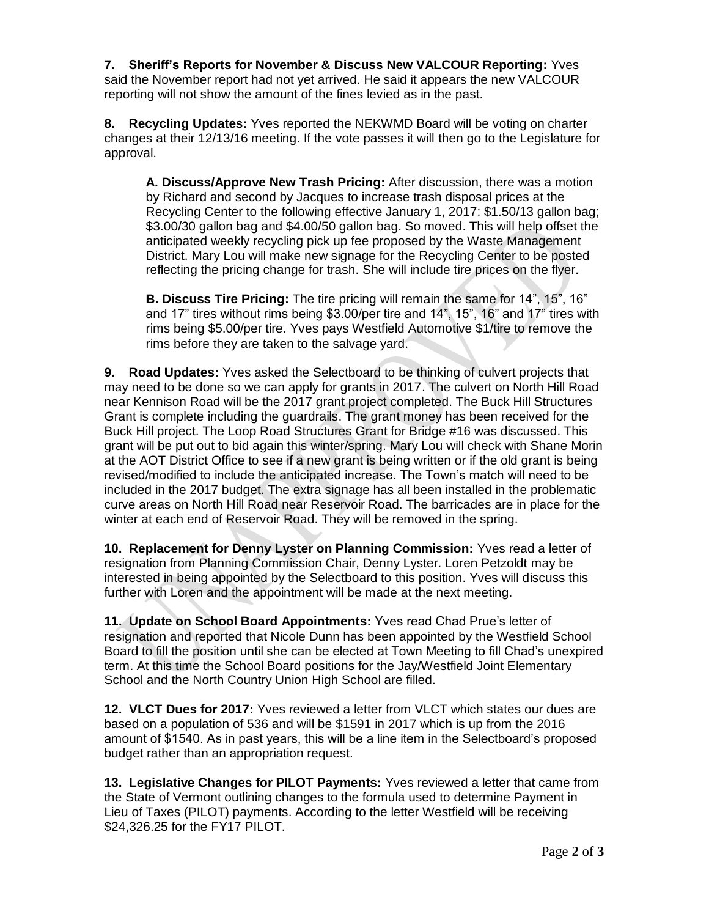**7. Sheriff's Reports for November & Discuss New VALCOUR Reporting:** Yves said the November report had not yet arrived. He said it appears the new VALCOUR reporting will not show the amount of the fines levied as in the past.

**8. Recycling Updates:** Yves reported the NEKWMD Board will be voting on charter changes at their 12/13/16 meeting. If the vote passes it will then go to the Legislature for approval.

> **A. Discuss/Approve New Trash Pricing:** After discussion, there was a motion by Richard and second by Jacques to increase trash disposal prices at the Recycling Center to the following effective January 1, 2017: $1.50/13 gallon bag; $3.00/30 gallon bag and $4.00/50 gallon bag. So moved. This will help offset the anticipated weekly recycling pick up fee proposed by the Waste Management District. Mary Lou will make new signage for the Recycling Center to be posted reflecting the pricing change for trash. She will include tire prices on the flyer.
>
> **B. Discuss Tire Pricing:** The tire pricing will remain the same for 14", 15", 16" and 17" tires without rims being $3.00/per tire and 14", 15", 16" and 17" tires with rims being $5.00/per tire. Yves pays Westfield Automotive $1/tire to remove the rims before they are taken to the salvage yard.

**9. Road Updates:** Yves asked the Selectboard to be thinking of culvert projects that may need to be done so we can apply for grants in 2017. The culvert on North Hill Road near Kennison Road will be the 2017 grant project completed. The Buck Hill Structures Grant is complete including the guardrails. The grant money has been received for the Buck Hill project. The Loop Road Structures Grant for Bridge #16 was discussed. This grant will be put out to bid again this winter/spring. Mary Lou will check with Shane Morin at the AOT District Office to see if a new grant is being written or if the old grant is being revised/modified to include the anticipated increase. The Town's match will need to be included in the 2017 budget. The extra signage has all been installed in the problematic curve areas on North Hill Road near Reservoir Road. The barricades are in place for the winter at each end of Reservoir Road. They will be removed in the spring.

**10. Replacement for Denny Lyster on Planning Commission:** Yves read a letter of resignation from Planning Commission Chair, Denny Lyster. Loren Petzoldt may be interested in being appointed by the Selectboard to this position. Yves will discuss this further with Loren and the appointment will be made at the next meeting.

**11. Update on School Board Appointments:** Yves read Chad Prue's letter of resignation and reported that Nicole Dunn has been appointed by the Westfield School Board to fill the position until she can be elected at Town Meeting to fill Chad's unexpired term. At this time the School Board positions for the Jay/Westfield Joint Elementary School and the North Country Union High School are filled.

**12. VLCT Dues for 2017:** Yves reviewed a letter from VLCT which states our dues are based on a population of 536 and will be $1591 in 2017 which is up from the 2016 amount of $1540. As in past years, this will be a line item in the Selectboard's proposed budget rather than an appropriation request.

**13. Legislative Changes for PILOT Payments:** Yves reviewed a letter that came from the State of Vermont outlining changes to the formula used to determine Payment in Lieu of Taxes (PILOT) payments. According to the letter Westfield will be receiving $24,326.25 for the FY17 PILOT.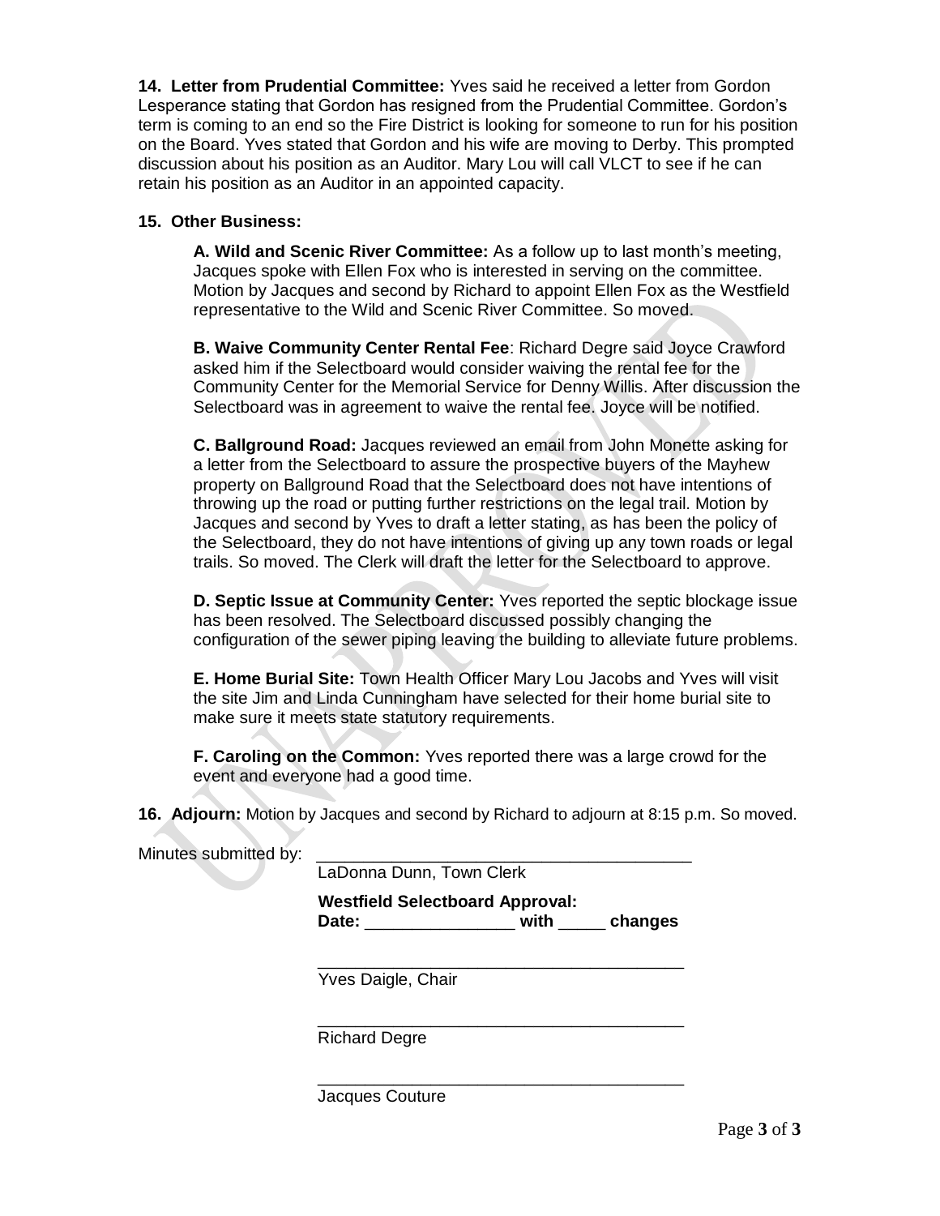**14. Letter from Prudential Committee:** Yves said he received a letter from Gordon Lesperance stating that Gordon has resigned from the Prudential Committee. Gordon's term is coming to an end so the Fire District is looking for someone to run for his position on the Board. Yves stated that Gordon and his wife are moving to Derby. This prompted discussion about his position as an Auditor. Mary Lou will call VLCT to see if he can retain his position as an Auditor in an appointed capacity.

**15. Other Business:**

**A. Wild and Scenic River Committee:** As a follow up to last month's meeting, Jacques spoke with Ellen Fox who is interested in serving on the committee. Motion by Jacques and second by Richard to appoint Ellen Fox as the Westfield representative to the Wild and Scenic River Committee. So moved.

**B. Waive Community Center Rental Fee**: Richard Degre said Joyce Crawford asked him if the Selectboard would consider waiving the rental fee for the Community Center for the Memorial Service for Denny Willis. After discussion the Selectboard was in agreement to waive the rental fee. Joyce will be notified.

**C. Ballground Road:** Jacques reviewed an email from John Monette asking for a letter from the Selectboard to assure the prospective buyers of the Mayhew property on Ballground Road that the Selectboard does not have intentions of throwing up the road or putting further restrictions on the legal trail. Motion by Jacques and second by Yves to draft a letter stating, as has been the policy of the Selectboard, they do not have intentions of giving up any town roads or legal trails. So moved. The Clerk will draft the letter for the Selectboard to approve.

**D. Septic Issue at Community Center:** Yves reported the septic blockage issue has been resolved. The Selectboard discussed possibly changing the configuration of the sewer piping leaving the building to alleviate future problems.

**E. Home Burial Site:** Town Health Officer Mary Lou Jacobs and Yves will visit the site Jim and Linda Cunningham have selected for their home burial site to make sure it meets state statutory requirements.

**F. Caroling on the Common:** Yves reported there was a large crowd for the event and everyone had a good time.

**16. Adjourn:** Motion by Jacques and second by Richard to adjourn at 8:15 p.m. So moved.

Minutes submitted by: ________________________________________
LaDonna Dunn, Town Clerk

**Westfield Selectboard Approval:**
**Date:** ________________ **with** _____ **changes**

________________________________________
Yves Daigle, Chair

________________________________________
Richard Degre

________________________________________
Jacques Couture